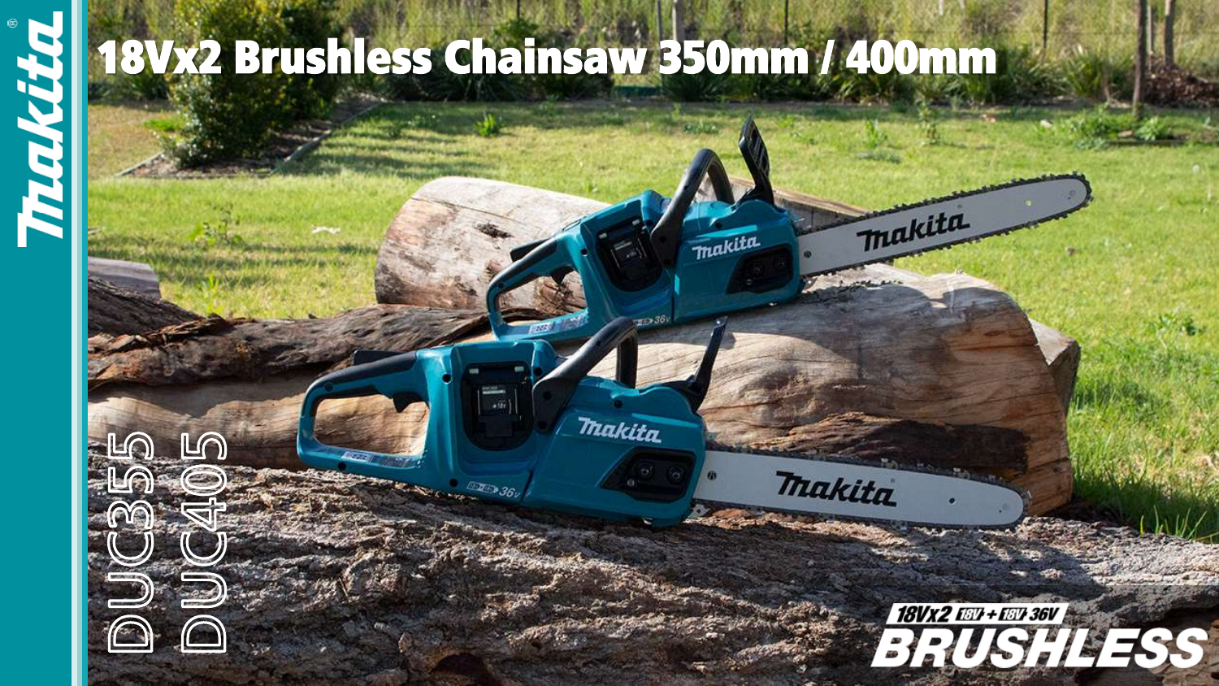# 18Vx2 Brushless Chainsaw 350mm / 400mm

Makita

DUC355
DUC405

18Vx2 18V + 18V 36V
BRUSHLESS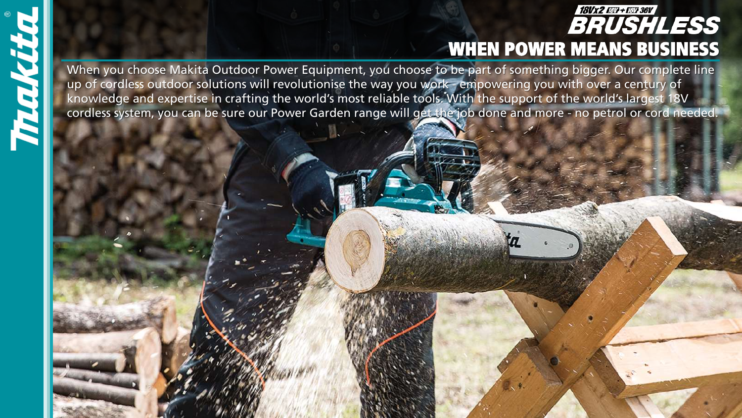18Vx2 18V + 18V 36V

# BRUSHLESS

## WHEN POWER MEANS BUSINESS

When you choose Makita Outdoor Power Equipment, you choose to be part of something bigger. Our complete line up of cordless outdoor solutions will revolutionise the way you work - empowering you with over a century of knowledge and expertise in crafting the world's most reliable tools. With the support of the world's largest 18V cordless system, you can be sure our Power Garden range will get the job done and more - no petrol or cord needed.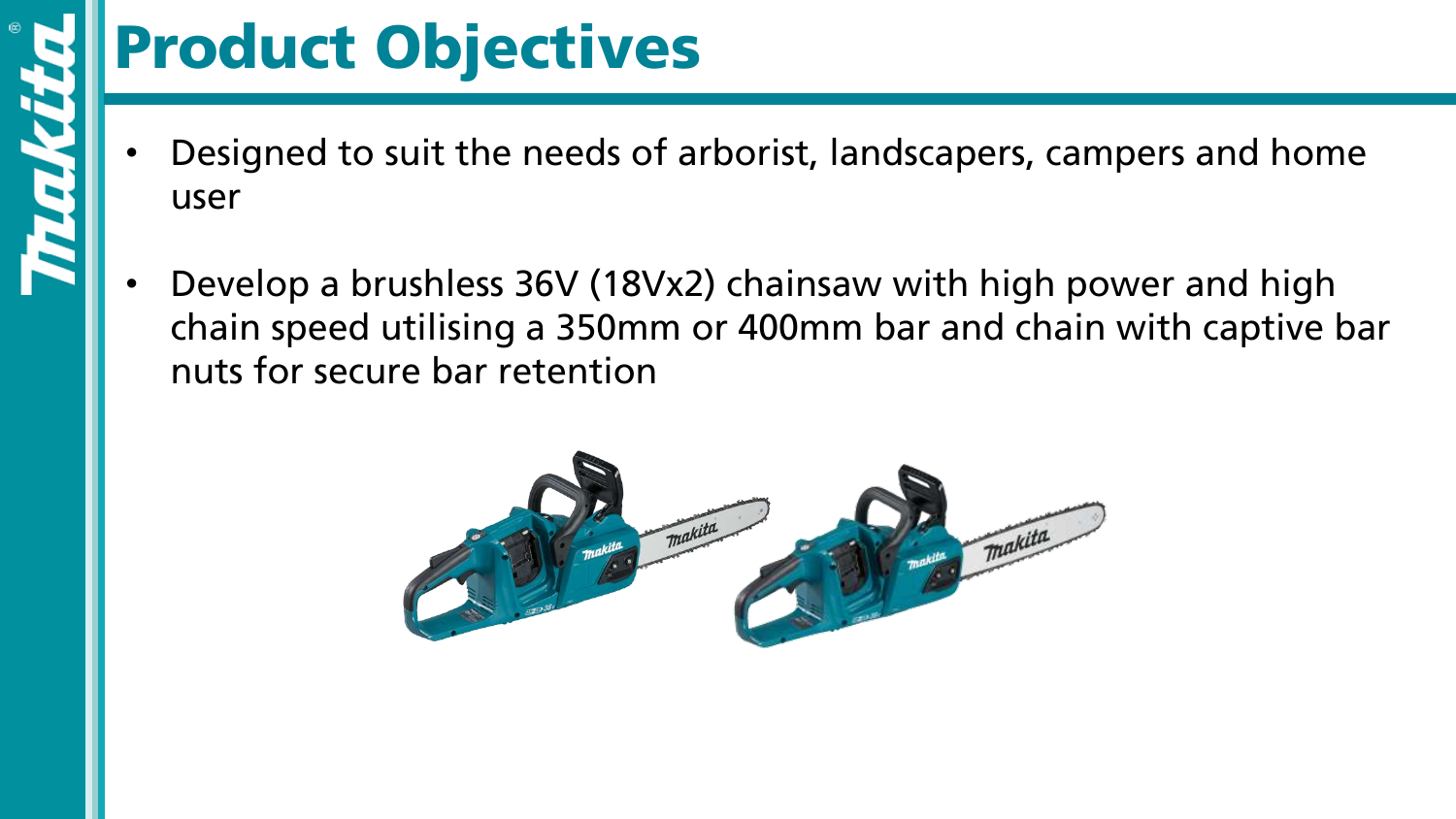# Product Objectives

- Designed to suit the needs of arborist, landscapers, campers and home user
- Develop a brushless 36V (18Vx2) chainsaw with high power and high chain speed utilising a 350mm or 400mm bar and chain with captive bar nuts for secure bar retention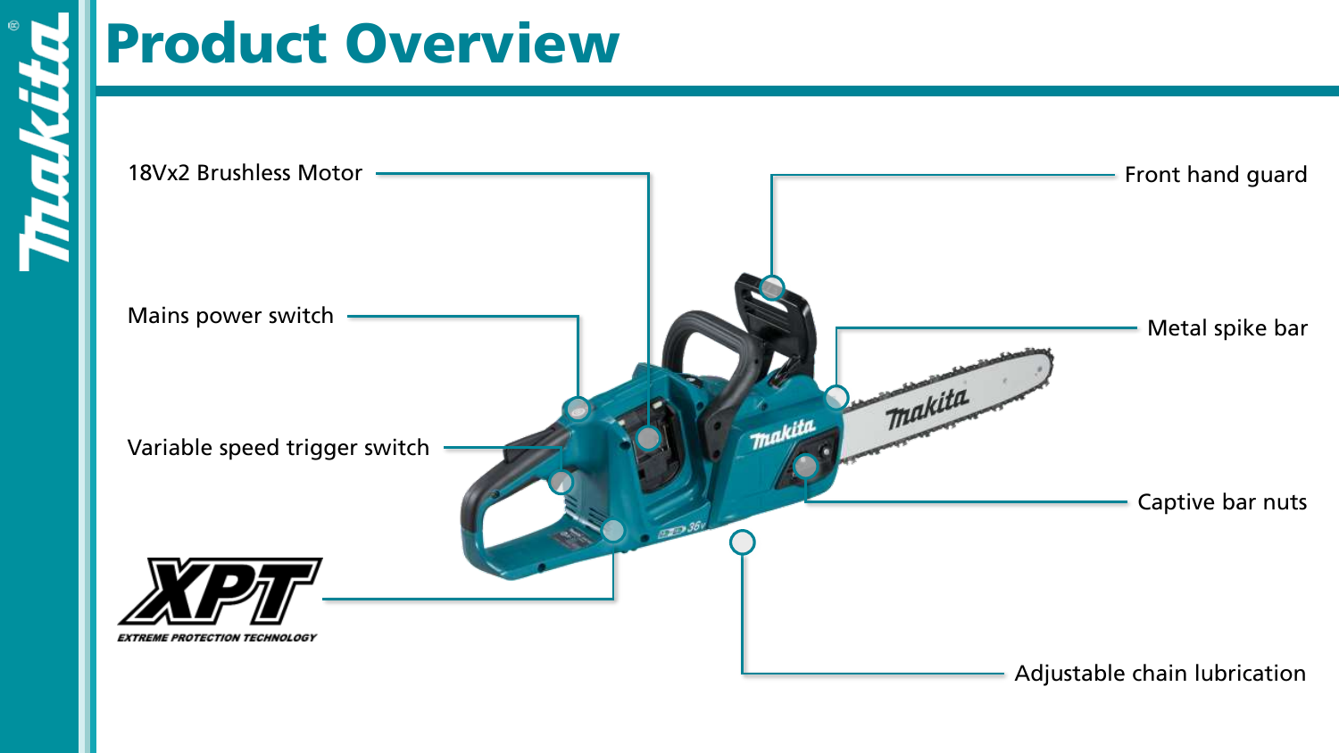# Product Overview

- 18Vx2 Brushless Motor
- Mains power switch
- Variable speed trigger switch
- Front hand guard
- Metal spike bar
- Captive bar nuts
- Adjustable chain lubrication

XPT
EXTREME PROTECTION TECHNOLOGY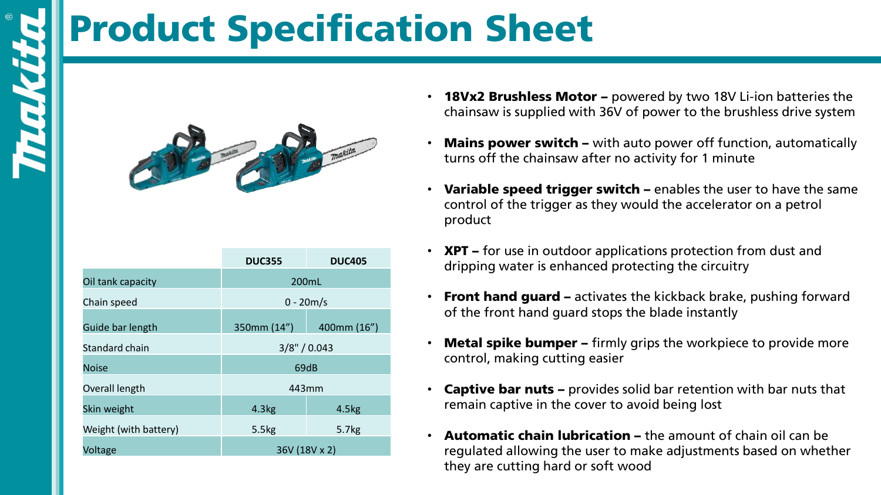# Product Specification Sheet

| | DUC355 | DUC405 |
|---|---|---|
| Oil tank capacity | 200mL | |
| Chain speed | 0 - 20m/s | |
| Guide bar length | 350mm (14”) | 400mm (16”) |
| Standard chain | 3/8" / 0.043 | |
| Noise | 69dB | |
| Overall length | 443mm | |
| Skin weight | 4.3kg | 4.5kg |
| Weight (with battery) | 5.5kg | 5.7kg |
| Voltage | 36V (18V x 2) | |

- **18Vx2 Brushless Motor –** powered by two 18V Li-ion batteries the chainsaw is supplied with 36V of power to the brushless drive system
- **Mains power switch –** with auto power off function, automatically turns off the chainsaw after no activity for 1 minute
- **Variable speed trigger switch –** enables the user to have the same control of the trigger as they would the accelerator on a petrol product
- **XPT –** for use in outdoor applications protection from dust and dripping water is enhanced protecting the circuitry
- **Front hand guard –** activates the kickback brake, pushing forward of the front hand guard stops the blade instantly
- **Metal spike bumper –** firmly grips the workpiece to provide more control, making cutting easier
- **Captive bar nuts –** provides solid bar retention with bar nuts that remain captive in the cover to avoid being lost
- **Automatic chain lubrication –** the amount of chain oil can be regulated allowing the user to make adjustments based on whether they are cutting hard or soft wood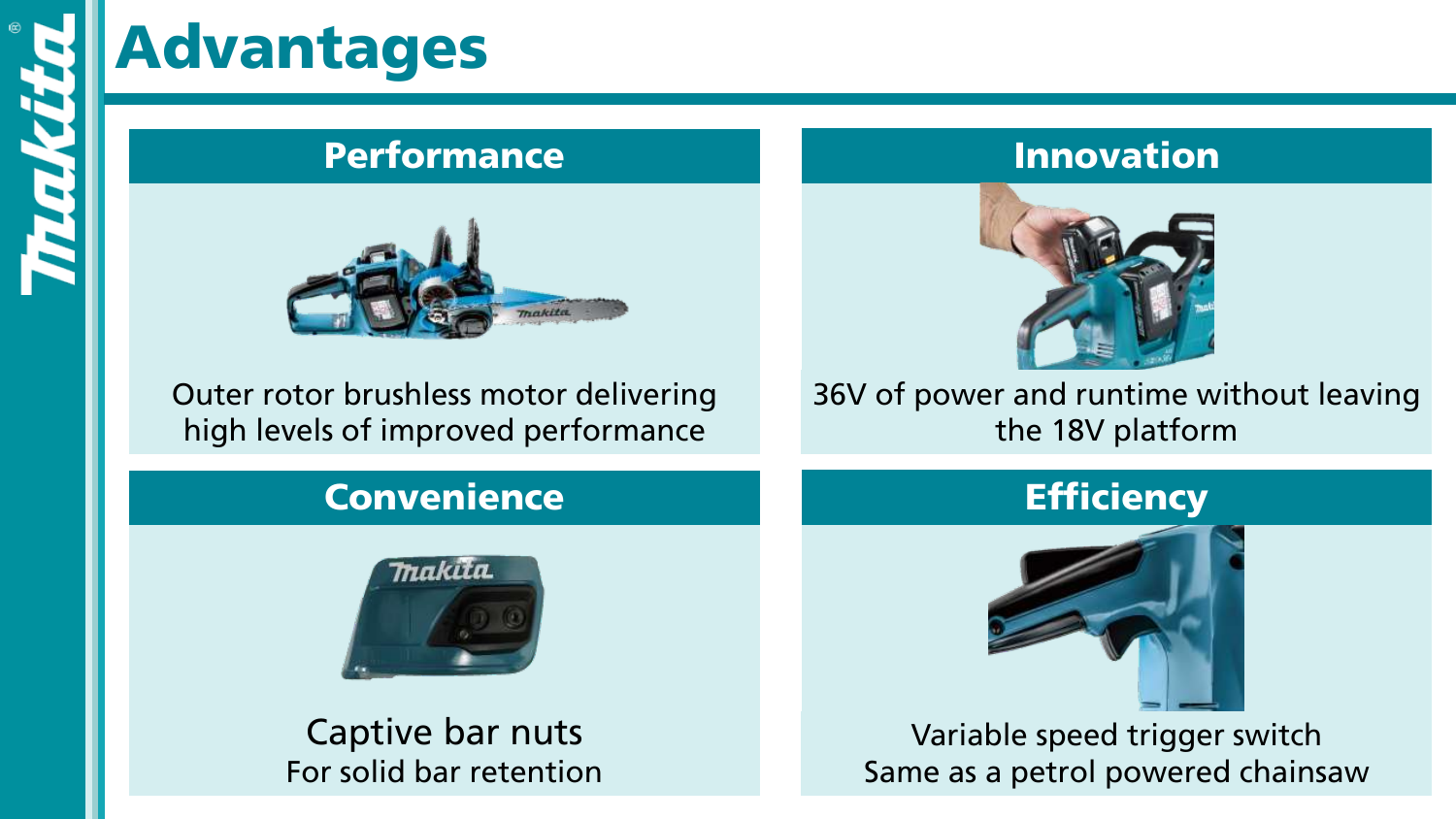# Advantages

## Performance

Outer rotor brushless motor delivering high levels of improved performance

## Innovation

36V of power and runtime without leaving the 18V platform

## Convenience

Captive bar nuts
For solid bar retention

## Efficiency

Variable speed trigger switch
Same as a petrol powered chainsaw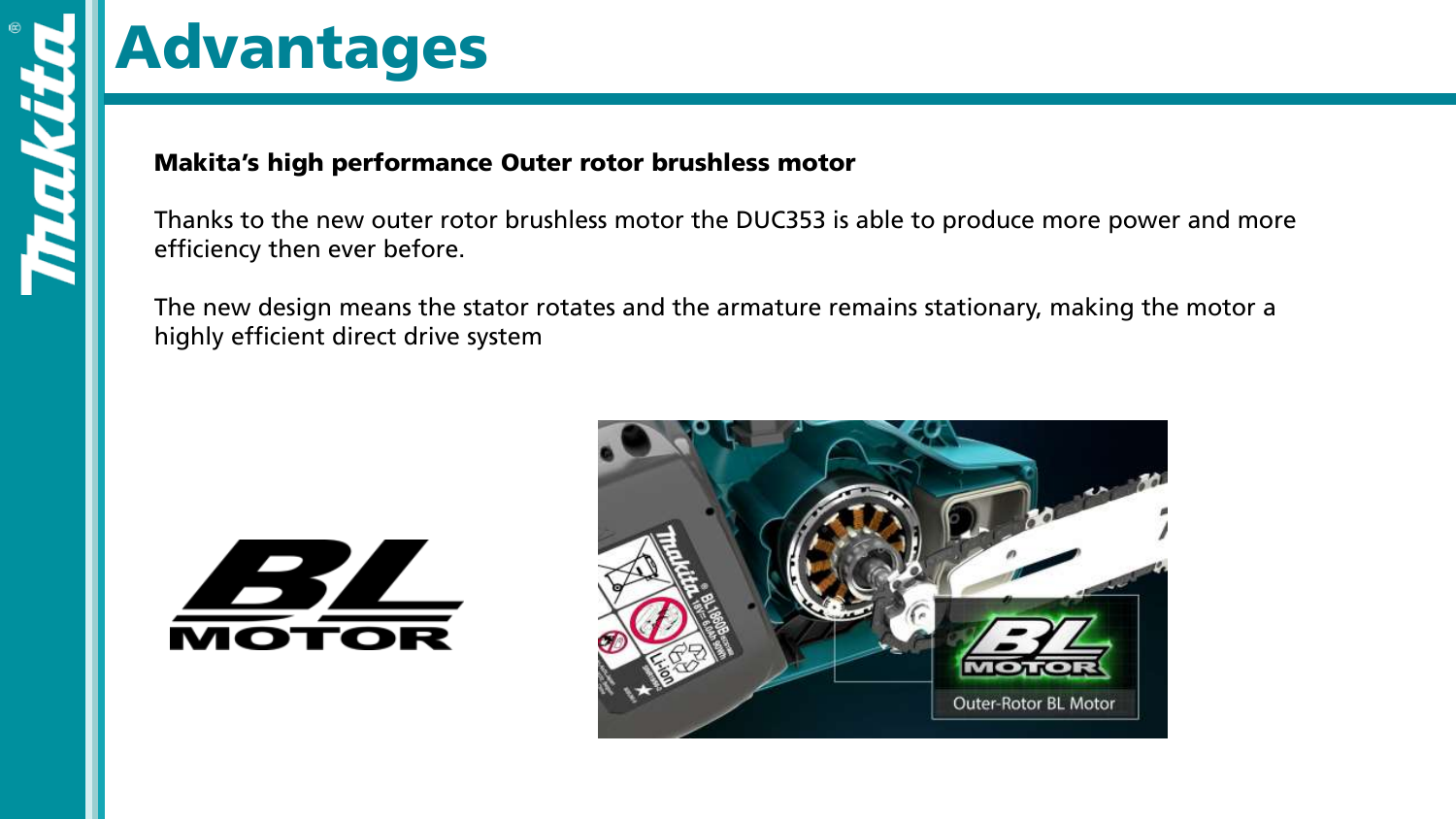# Advantages

**Makita's high performance Outer rotor brushless motor**

Thanks to the new outer rotor brushless motor the DUC353 is able to produce more power and more efficiency then ever before.

The new design means the stator rotates and the armature remains stationary, making the motor a highly efficient direct drive system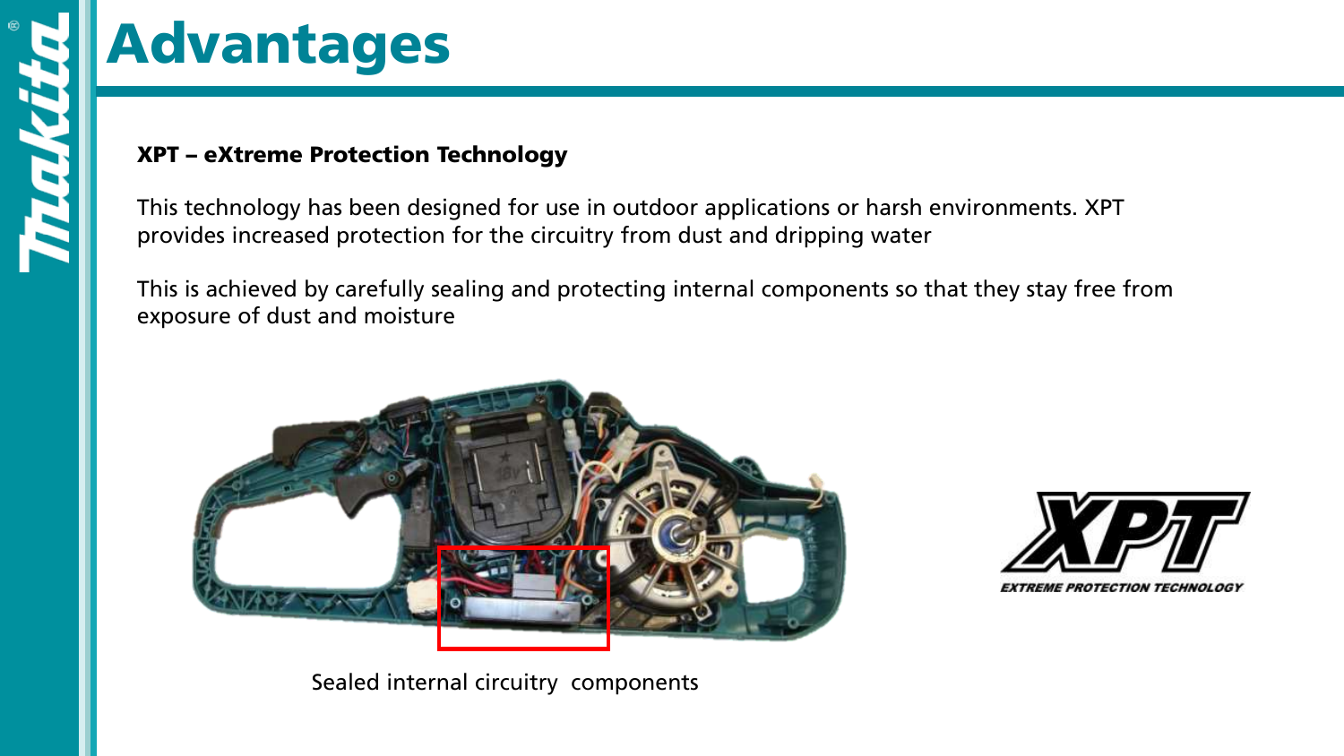# Advantages

**XPT – eXtreme Protection Technology**

This technology has been designed for use in outdoor applications or harsh environments. XPT provides increased protection for the circuitry from dust and dripping water

This is achieved by carefully sealing and protecting internal components so that they stay free from exposure of dust and moisture

Sealed internal circuitry components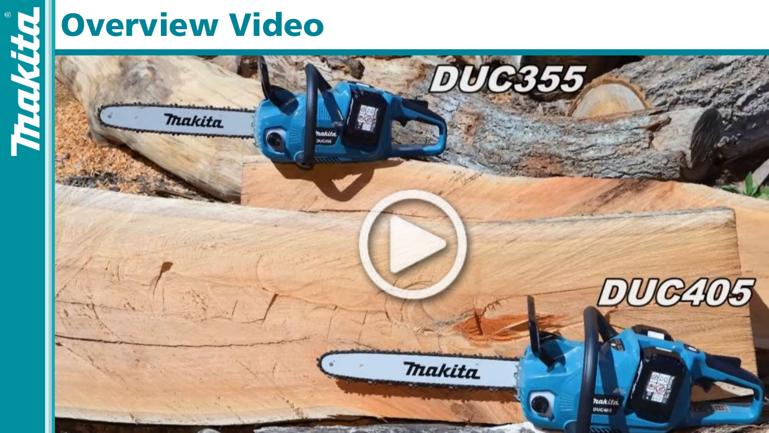# Overview Video

DUC355

DUC405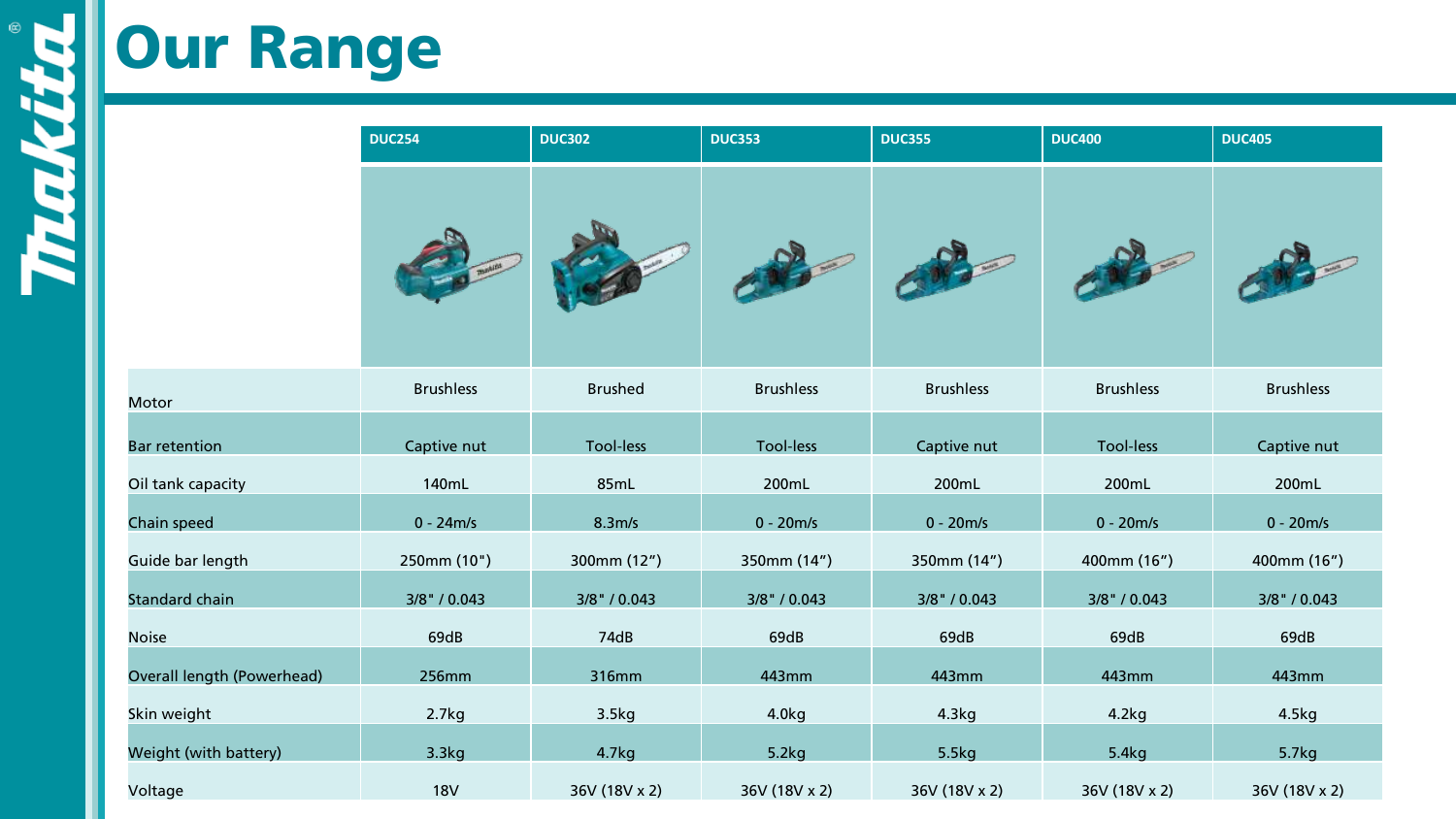# Our Range

| | DUC254 | DUC302 | DUC353 | DUC355 | DUC400 | DUC405 |
|---|---|---|---|---|---|---|
| Motor | Brushless | Brushed | Brushless | Brushless | Brushless | Brushless |
| Bar retention | Captive nut | Tool-less | Tool-less | Captive nut | Tool-less | Captive nut |
| Oil tank capacity | 140mL | 85mL | 200mL | 200mL | 200mL | 200mL |
| Chain speed | 0 - 24m/s | 8.3m/s | 0 - 20m/s | 0 - 20m/s | 0 - 20m/s | 0 - 20m/s |
| Guide bar length | 250mm (10") | 300mm (12") | 350mm (14") | 350mm (14") | 400mm (16") | 400mm (16") |
| Standard chain | 3/8" / 0.043 | 3/8" / 0.043 | 3/8" / 0.043 | 3/8" / 0.043 | 3/8" / 0.043 | 3/8" / 0.043 |
| Noise | 69dB | 74dB | 69dB | 69dB | 69dB | 69dB |
| Overall length (Powerhead) | 256mm | 316mm | 443mm | 443mm | 443mm | 443mm |
| Skin weight | 2.7kg | 3.5kg | 4.0kg | 4.3kg | 4.2kg | 4.5kg |
| Weight (with battery) | 3.3kg | 4.7kg | 5.2kg | 5.5kg | 5.4kg | 5.7kg |
| Voltage | 18V | 36V (18V x 2) | 36V (18V x 2) | 36V (18V x 2) | 36V (18V x 2) | 36V (18V x 2) |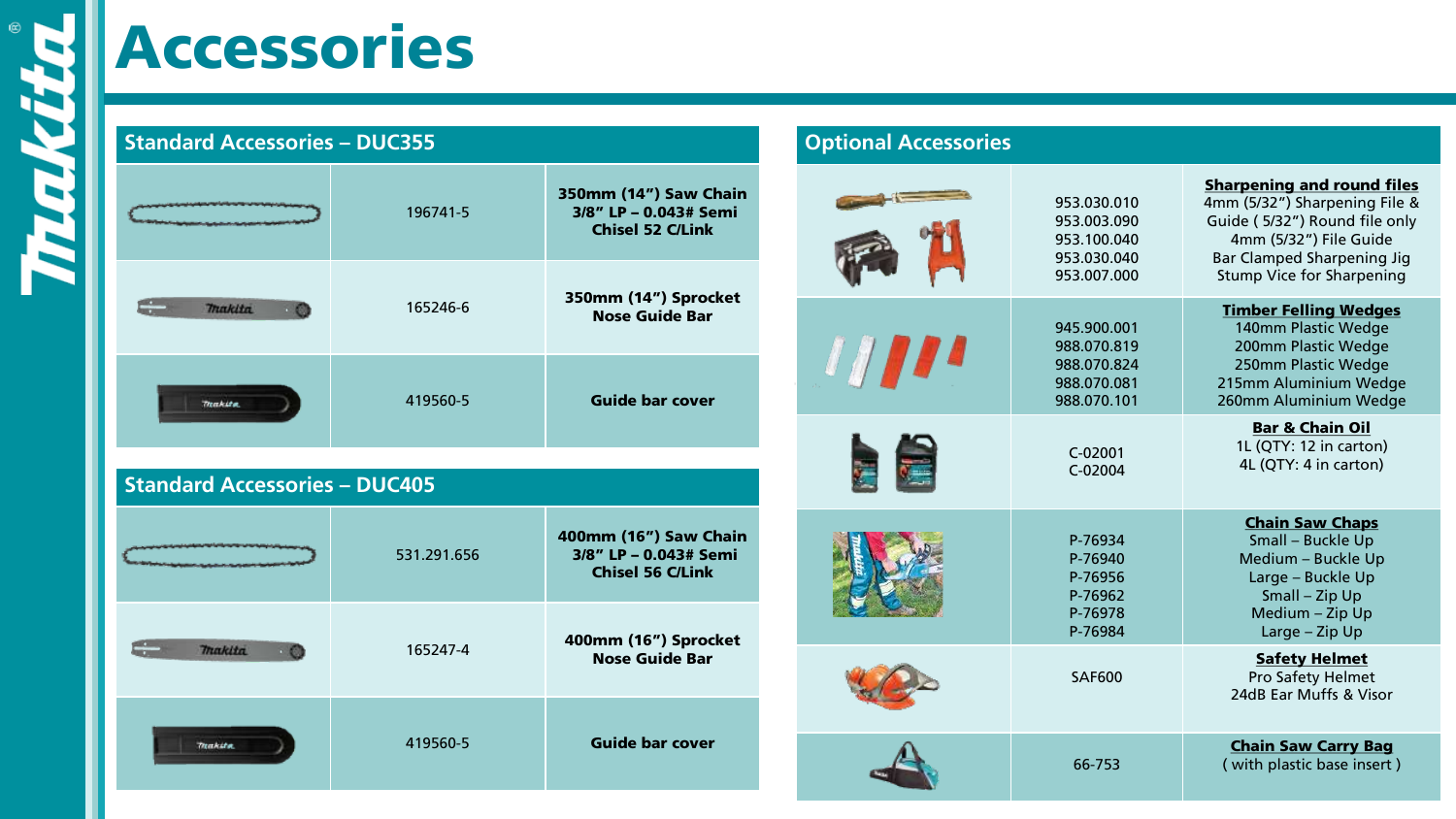# Accessories

## Standard Accessories – DUC355

| | | |
|---|---|---|
| | 196741-5 | **350mm (14") Saw Chain 3/8" LP – 0.043# Semi Chisel 52 C/Link** |
| | 165246-6 | **350mm (14") Sprocket Nose Guide Bar** |
| | 419560-5 | **Guide bar cover** |

## Standard Accessories – DUC405

| | | |
|---|---|---|
| | 531.291.656 | **400mm (16") Saw Chain 3/8" LP – 0.043# Semi Chisel 56 C/Link** |
| | 165247-4 | **400mm (16") Sprocket Nose Guide Bar** |
| | 419560-5 | **Guide bar cover** |

## Optional Accessories

| | | |
|---|---|---|
| | 953.030.010<br>953.003.090<br>953.100.040<br>953.030.040<br>953.007.000 | **Sharpening and round files**<br>4mm (5/32") Sharpening File & Guide ( 5/32") Round file only<br>4mm (5/32") File Guide<br>Bar Clamped Sharpening Jig<br>Stump Vice for Sharpening |
| | 945.900.001<br>988.070.819<br>988.070.824<br>988.070.081<br>988.070.101 | **Timber Felling Wedges**<br>140mm Plastic Wedge<br>200mm Plastic Wedge<br>250mm Plastic Wedge<br>215mm Aluminium Wedge<br>260mm Aluminium Wedge |
| | C-02001<br>C-02004 | **Bar & Chain Oil**<br>1L (QTY: 12 in carton)<br>4L (QTY: 4 in carton) |
| | P-76934<br>P-76940<br>P-76956<br>P-76962<br>P-76978<br>P-76984 | **Chain Saw Chaps**<br>Small – Buckle Up<br>Medium – Buckle Up<br>Large – Buckle Up<br>Small – Zip Up<br>Medium – Zip Up<br>Large – Zip Up |
| | SAF600 | **Safety Helmet**<br>Pro Safety Helmet<br>24dB Ear Muffs & Visor |
| | 66-753 | **Chain Saw Carry Bag**<br>( with plastic base insert ) |